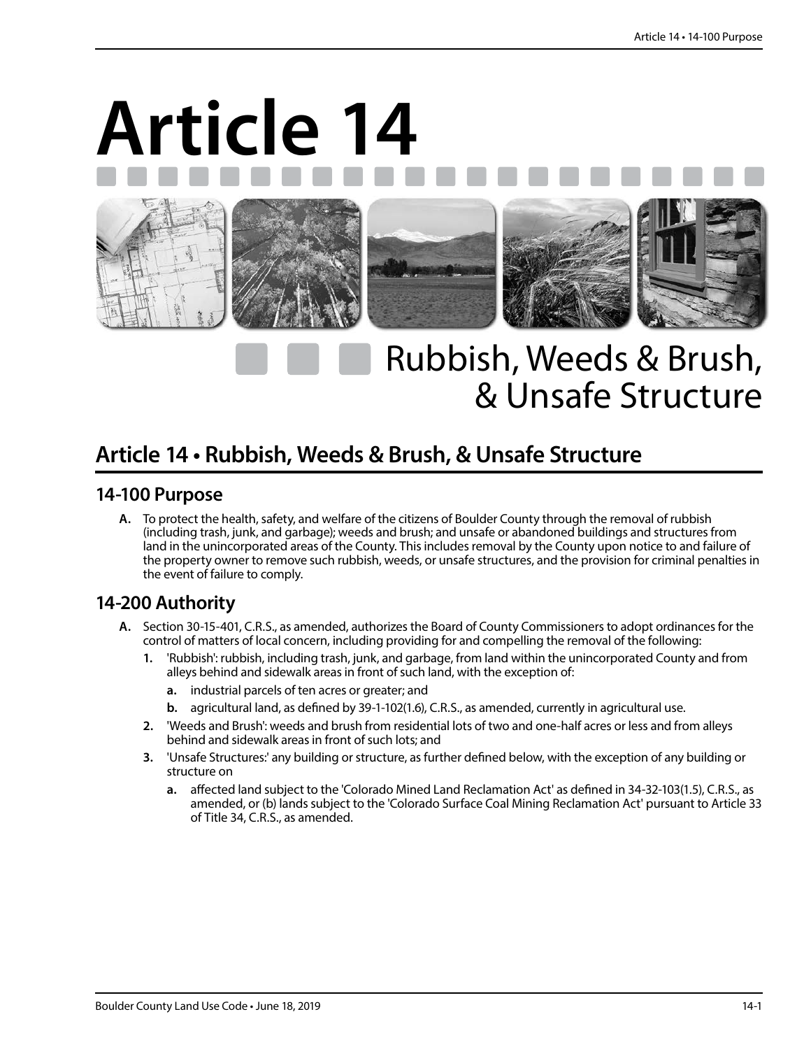# Article 14

# Rubbish, Weeds & Brush, & Unsafe Structure

## Article 14 • Rubbish, Weeds & Brush, & Unsafe Structure

### 14-100 Purpose

**A.** To protect the health, safety, and welfare of the citizens of Boulder County through the removal of rubbish (including trash, junk, and garbage); weeds and brush; and unsafe or abandoned buildings and structures from land in the unincorporated areas of the County. This includes removal by the County upon notice to and failure of the property owner to remove such rubbish, weeds, or unsafe structures, and the provision for criminal penalties in the event of failure to comply.

### 14-200 Authority

**A.** Section 30-15-401, C.R.S., as amended, authorizes the Board of County Commissioners to adopt ordinances for the control of matters of local concern, including providing for and compelling the removal of the following:

   **1.** 'Rubbish': rubbish, including trash, junk, and garbage, from land within the unincorporated County and from alleys behind and sidewalk areas in front of such land, with the exception of:

      **a.** industrial parcels of ten acres or greater; and

      **b.** agricultural land, as defined by 39-1-102(1.6), C.R.S., as amended, currently in agricultural use.

   **2.** 'Weeds and Brush': weeds and brush from residential lots of two and one-half acres or less and from alleys behind and sidewalk areas in front of such lots; and

   **3.** 'Unsafe Structures:' any building or structure, as further defined below, with the exception of any building or structure on

      **a.** affected land subject to the 'Colorado Mined Land Reclamation Act' as defined in 34-32-103(1.5), C.R.S., as amended, or (b) lands subject to the 'Colorado Surface Coal Mining Reclamation Act' pursuant to Article 33 of Title 34, C.R.S., as amended.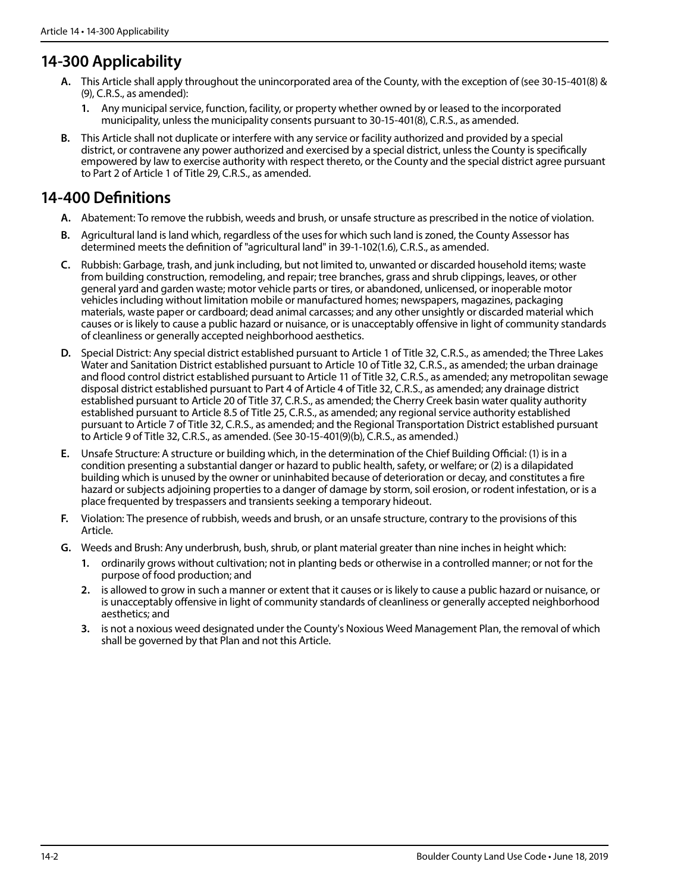## 14-300 Applicability

**A.** This Article shall apply throughout the unincorporated area of the County, with the exception of (see 30-15-401(8) & (9), C.R.S., as amended):

   **1.** Any municipal service, function, facility, or property whether owned by or leased to the incorporated municipality, unless the municipality consents pursuant to 30-15-401(8), C.R.S., as amended.

**B.** This Article shall not duplicate or interfere with any service or facility authorized and provided by a special district, or contravene any power authorized and exercised by a special district, unless the County is specifically empowered by law to exercise authority with respect thereto, or the County and the special district agree pursuant to Part 2 of Article 1 of Title 29, C.R.S., as amended.

## 14-400 Definitions

**A.** Abatement: To remove the rubbish, weeds and brush, or unsafe structure as prescribed in the notice of violation.

**B.** Agricultural land is land which, regardless of the uses for which such land is zoned, the County Assessor has determined meets the definition of "agricultural land" in 39-1-102(1.6), C.R.S., as amended.

**C.** Rubbish: Garbage, trash, and junk including, but not limited to, unwanted or discarded household items; waste from building construction, remodeling, and repair; tree branches, grass and shrub clippings, leaves, or other general yard and garden waste; motor vehicle parts or tires, or abandoned, unlicensed, or inoperable motor vehicles including without limitation mobile or manufactured homes; newspapers, magazines, packaging materials, waste paper or cardboard; dead animal carcasses; and any other unsightly or discarded material which causes or is likely to cause a public hazard or nuisance, or is unacceptably offensive in light of community standards of cleanliness or generally accepted neighborhood aesthetics.

**D.** Special District: Any special district established pursuant to Article 1 of Title 32, C.R.S., as amended; the Three Lakes Water and Sanitation District established pursuant to Article 10 of Title 32, C.R.S., as amended; the urban drainage and flood control district established pursuant to Article 11 of Title 32, C.R.S., as amended; any metropolitan sewage disposal district established pursuant to Part 4 of Article 4 of Title 32, C.R.S., as amended; any drainage district established pursuant to Article 20 of Title 37, C.R.S., as amended; the Cherry Creek basin water quality authority established pursuant to Article 8.5 of Title 25, C.R.S., as amended; any regional service authority established pursuant to Article 7 of Title 32, C.R.S., as amended; and the Regional Transportation District established pursuant to Article 9 of Title 32, C.R.S., as amended. (See 30-15-401(9)(b), C.R.S., as amended.)

**E.** Unsafe Structure: A structure or building which, in the determination of the Chief Building Official: (1) is in a condition presenting a substantial danger or hazard to public health, safety, or welfare; or (2) is a dilapidated building which is unused by the owner or uninhabited because of deterioration or decay, and constitutes a fire hazard or subjects adjoining properties to a danger of damage by storm, soil erosion, or rodent infestation, or is a place frequented by trespassers and transients seeking a temporary hideout.

**F.** Violation: The presence of rubbish, weeds and brush, or an unsafe structure, contrary to the provisions of this Article.

**G.** Weeds and Brush: Any underbrush, bush, shrub, or plant material greater than nine inches in height which:

   **1.** ordinarily grows without cultivation; not in planting beds or otherwise in a controlled manner; or not for the purpose of food production; and

   **2.** is allowed to grow in such a manner or extent that it causes or is likely to cause a public hazard or nuisance, or is unacceptably offensive in light of community standards of cleanliness or generally accepted neighborhood aesthetics; and

   **3.** is not a noxious weed designated under the County's Noxious Weed Management Plan, the removal of which shall be governed by that Plan and not this Article.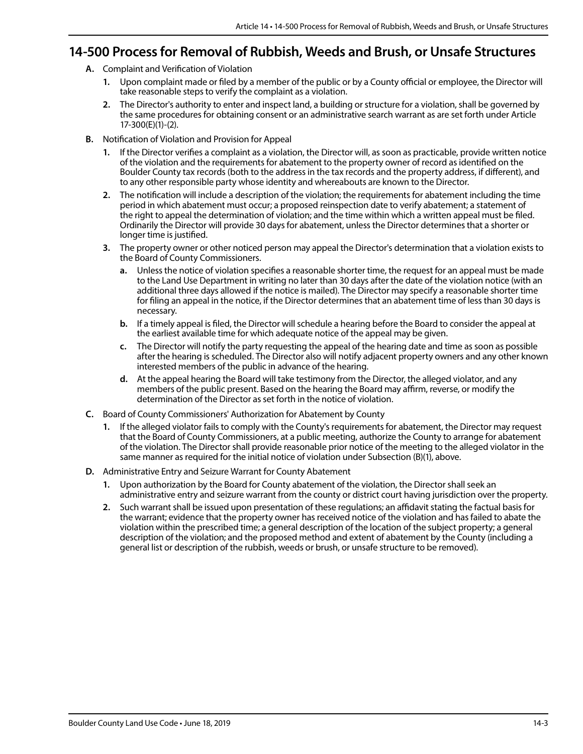## 14-500 Process for Removal of Rubbish, Weeds and Brush, or Unsafe Structures

**A.** Complaint and Verification of Violation

**1.** Upon complaint made or filed by a member of the public or by a County official or employee, the Director will take reasonable steps to verify the complaint as a violation.

**2.** The Director's authority to enter and inspect land, a building or structure for a violation, shall be governed by the same procedures for obtaining consent or an administrative search warrant as are set forth under Article 17-300(E)(1)-(2).

**B.** Notification of Violation and Provision for Appeal

**1.** If the Director verifies a complaint as a violation, the Director will, as soon as practicable, provide written notice of the violation and the requirements for abatement to the property owner of record as identified on the Boulder County tax records (both to the address in the tax records and the property address, if different), and to any other responsible party whose identity and whereabouts are known to the Director.

**2.** The notification will include a description of the violation; the requirements for abatement including the time period in which abatement must occur; a proposed reinspection date to verify abatement; a statement of the right to appeal the determination of violation; and the time within which a written appeal must be filed. Ordinarily the Director will provide 30 days for abatement, unless the Director determines that a shorter or longer time is justified.

**3.** The property owner or other noticed person may appeal the Director's determination that a violation exists to the Board of County Commissioners.

**a.** Unless the notice of violation specifies a reasonable shorter time, the request for an appeal must be made to the Land Use Department in writing no later than 30 days after the date of the violation notice (with an additional three days allowed if the notice is mailed). The Director may specify a reasonable shorter time for filing an appeal in the notice, if the Director determines that an abatement time of less than 30 days is necessary.

**b.** If a timely appeal is filed, the Director will schedule a hearing before the Board to consider the appeal at the earliest available time for which adequate notice of the appeal may be given.

**c.** The Director will notify the party requesting the appeal of the hearing date and time as soon as possible after the hearing is scheduled. The Director also will notify adjacent property owners and any other known interested members of the public in advance of the hearing.

**d.** At the appeal hearing the Board will take testimony from the Director, the alleged violator, and any members of the public present. Based on the hearing the Board may affirm, reverse, or modify the determination of the Director as set forth in the notice of violation.

**C.** Board of County Commissioners' Authorization for Abatement by County

**1.** If the alleged violator fails to comply with the County's requirements for abatement, the Director may request that the Board of County Commissioners, at a public meeting, authorize the County to arrange for abatement of the violation. The Director shall provide reasonable prior notice of the meeting to the alleged violator in the same manner as required for the initial notice of violation under Subsection (B)(1), above.

**D.** Administrative Entry and Seizure Warrant for County Abatement

**1.** Upon authorization by the Board for County abatement of the violation, the Director shall seek an administrative entry and seizure warrant from the county or district court having jurisdiction over the property.

**2.** Such warrant shall be issued upon presentation of these regulations; an affidavit stating the factual basis for the warrant; evidence that the property owner has received notice of the violation and has failed to abate the violation within the prescribed time; a general description of the location of the subject property; a general description of the violation; and the proposed method and extent of abatement by the County (including a general list or description of the rubbish, weeds or brush, or unsafe structure to be removed).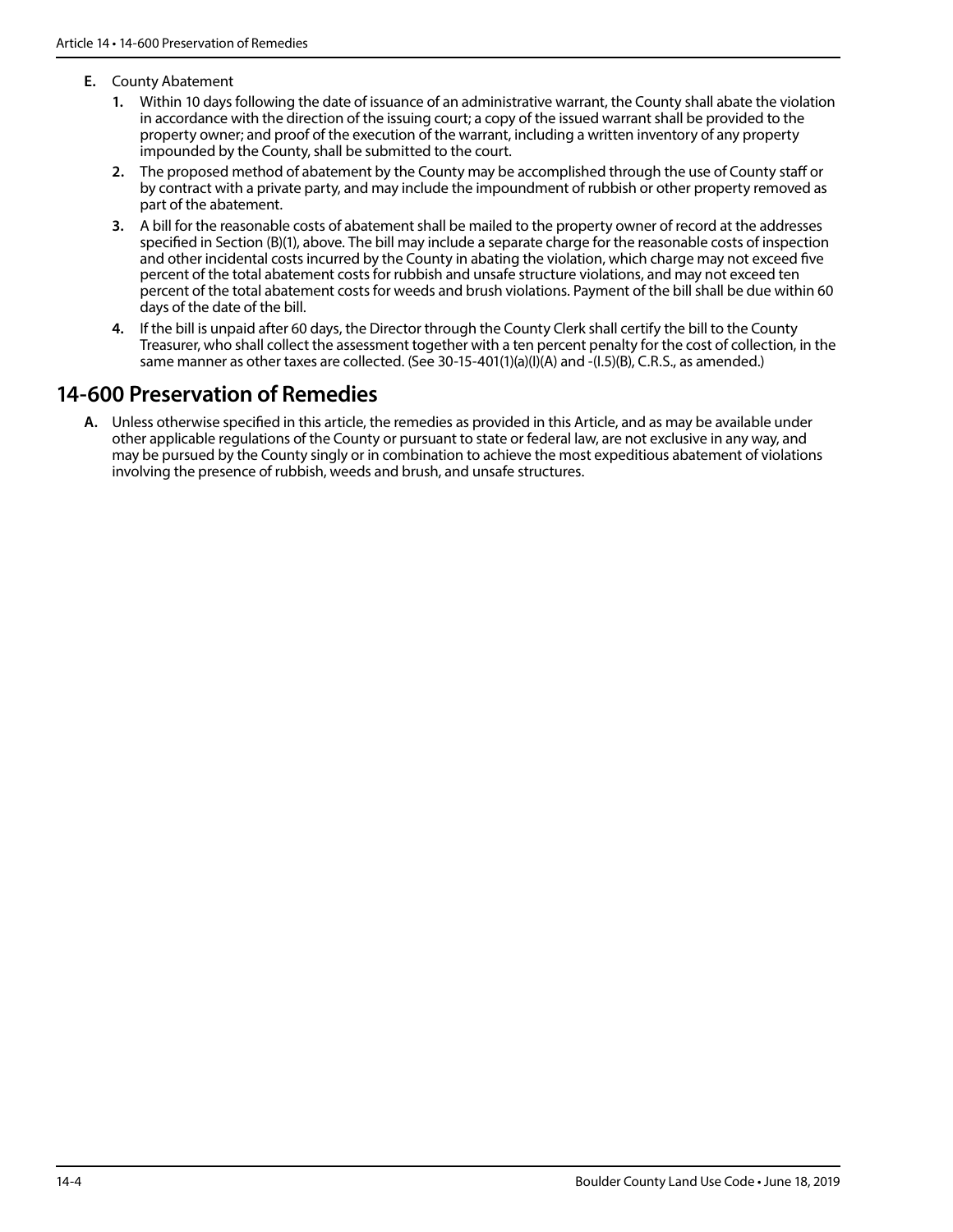**E.** County Abatement

1. Within 10 days following the date of issuance of an administrative warrant, the County shall abate the violation in accordance with the direction of the issuing court; a copy of the issued warrant shall be provided to the property owner; and proof of the execution of the warrant, including a written inventory of any property impounded by the County, shall be submitted to the court.
2. The proposed method of abatement by the County may be accomplished through the use of County staff or by contract with a private party, and may include the impoundment of rubbish or other property removed as part of the abatement.
3. A bill for the reasonable costs of abatement shall be mailed to the property owner of record at the addresses specified in Section (B)(1), above. The bill may include a separate charge for the reasonable costs of inspection and other incidental costs incurred by the County in abating the violation, which charge may not exceed five percent of the total abatement costs for rubbish and unsafe structure violations, and may not exceed ten percent of the total abatement costs for weeds and brush violations. Payment of the bill shall be due within 60 days of the date of the bill.
4. If the bill is unpaid after 60 days, the Director through the County Clerk shall certify the bill to the County Treasurer, who shall collect the assessment together with a ten percent penalty for the cost of collection, in the same manner as other taxes are collected. (See 30-15-401(1)(a)(I)(A) and -(I.5)(B), C.R.S., as amended.)

## 14-600 Preservation of Remedies

**A.** Unless otherwise specified in this article, the remedies as provided in this Article, and as may be available under other applicable regulations of the County or pursuant to state or federal law, are not exclusive in any way, and may be pursued by the County singly or in combination to achieve the most expeditious abatement of violations involving the presence of rubbish, weeds and brush, and unsafe structures.